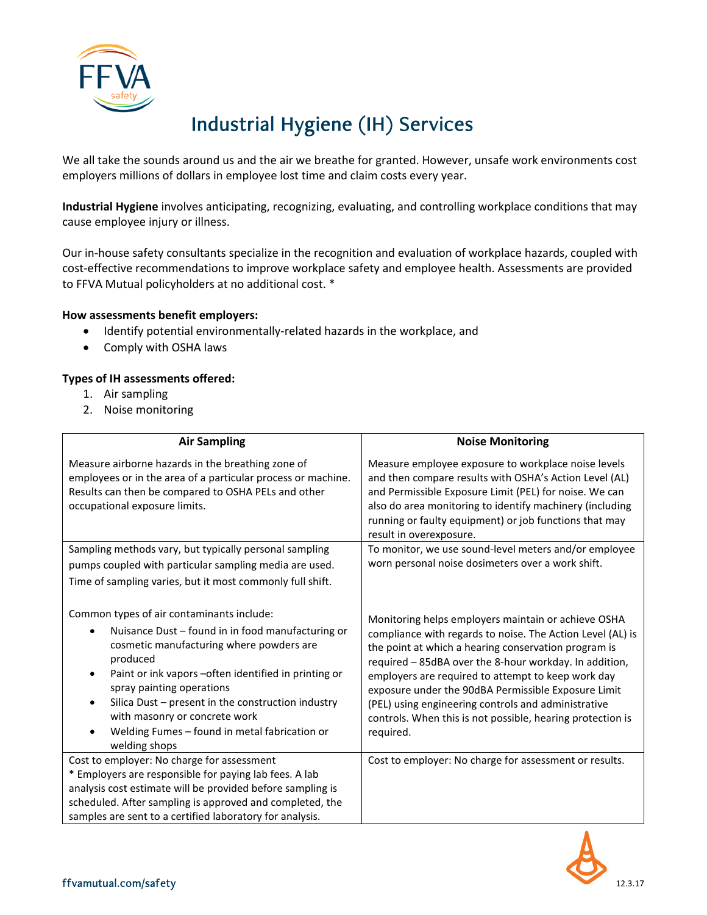# Industrial Hygiene (IH) Services

We all take the sounds around us and the air we breathe for granted. However, unsafe work environments cost employers millions of dollars in employee lost time and claim costs every year.

**Industrial Hygiene** involves anticipating, recognizing, evaluating, and controlling workplace conditions that may cause employee injury or illness.

Our in-house safety consultants specialize in the recognition and evaluation of workplace hazards, coupled with cost-effective recommendations to improve workplace safety and employee health. Assessments are provided to FFVA Mutual policyholders at no additional cost. *

**How assessments benefit employers:**

- Identify potential environmentally-related hazards in the workplace, and
- Comply with OSHA laws

**Types of IH assessments offered:**

1. Air sampling
2. Noise monitoring

| Air Sampling | Noise Monitoring |
|---|---|
| Measure airborne hazards in the breathing zone of employees or in the area of a particular process or machine. Results can then be compared to OSHA PELs and other occupational exposure limits. | Measure employee exposure to workplace noise levels and then compare results with OSHA's Action Level (AL) and Permissible Exposure Limit (PEL) for noise. We can also do area monitoring to identify machinery (including running or faulty equipment) or job functions that may result in overexposure. |
| Sampling methods vary, but typically personal sampling pumps coupled with particular sampling media are used. Time of sampling varies, but it most commonly full shift.<br><br>Common types of air contaminants include:<br>• Nuisance Dust – found in in food manufacturing or cosmetic manufacturing where powders are produced<br>• Paint or ink vapors –often identified in printing or spray painting operations<br>• Silica Dust – present in the construction industry with masonry or concrete work<br>• Welding Fumes – found in metal fabrication or welding shops | To monitor, we use sound-level meters and/or employee worn personal noise dosimeters over a work shift.<br><br>Monitoring helps employers maintain or achieve OSHA compliance with regards to noise. The Action Level (AL) is the point at which a hearing conservation program is required – 85dBA over the 8-hour workday. In addition, employers are required to attempt to keep work day exposure under the 90dBA Permissible Exposure Limit (PEL) using engineering controls and administrative controls. When this is not possible, hearing protection is required. |
| Cost to employer: No charge for assessment<br>* Employers are responsible for paying lab fees. A lab analysis cost estimate will be provided before sampling is scheduled. After sampling is approved and completed, the samples are sent to a certified laboratory for analysis. | Cost to employer: No charge for assessment or results. |

ffvamutual.com/safety

12.3.17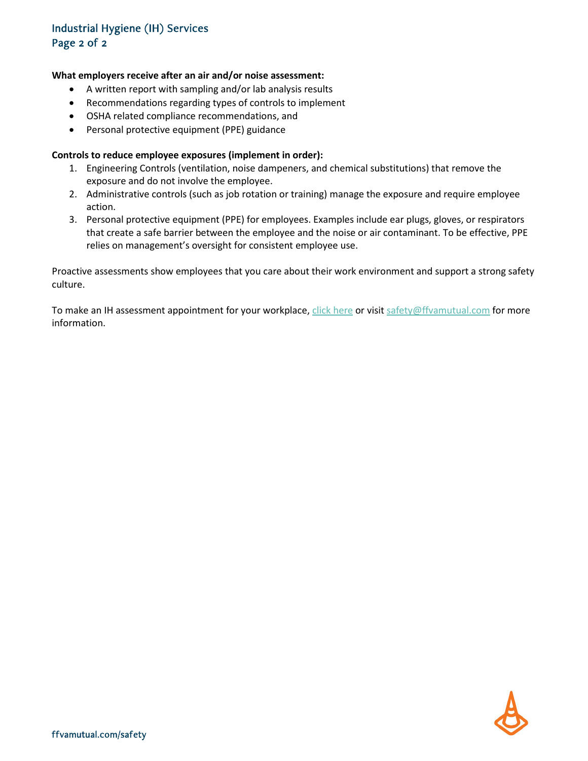**What employers receive after an air and/or noise assessment:**

- A written report with sampling and/or lab analysis results
- Recommendations regarding types of controls to implement
- OSHA related compliance recommendations, and
- Personal protective equipment (PPE) guidance

**Controls to reduce employee exposures (implement in order):**

1. Engineering Controls (ventilation, noise dampeners, and chemical substitutions) that remove the exposure and do not involve the employee.
2. Administrative controls (such as job rotation or training) manage the exposure and require employee action.
3. Personal protective equipment (PPE) for employees. Examples include ear plugs, gloves, or respirators that create a safe barrier between the employee and the noise or air contaminant. To be effective, PPE relies on management's oversight for consistent employee use.

Proactive assessments show employees that you care about their work environment and support a strong safety culture.

To make an IH assessment appointment for your workplace, click here or visit safety@ffvamutual.com for more information.